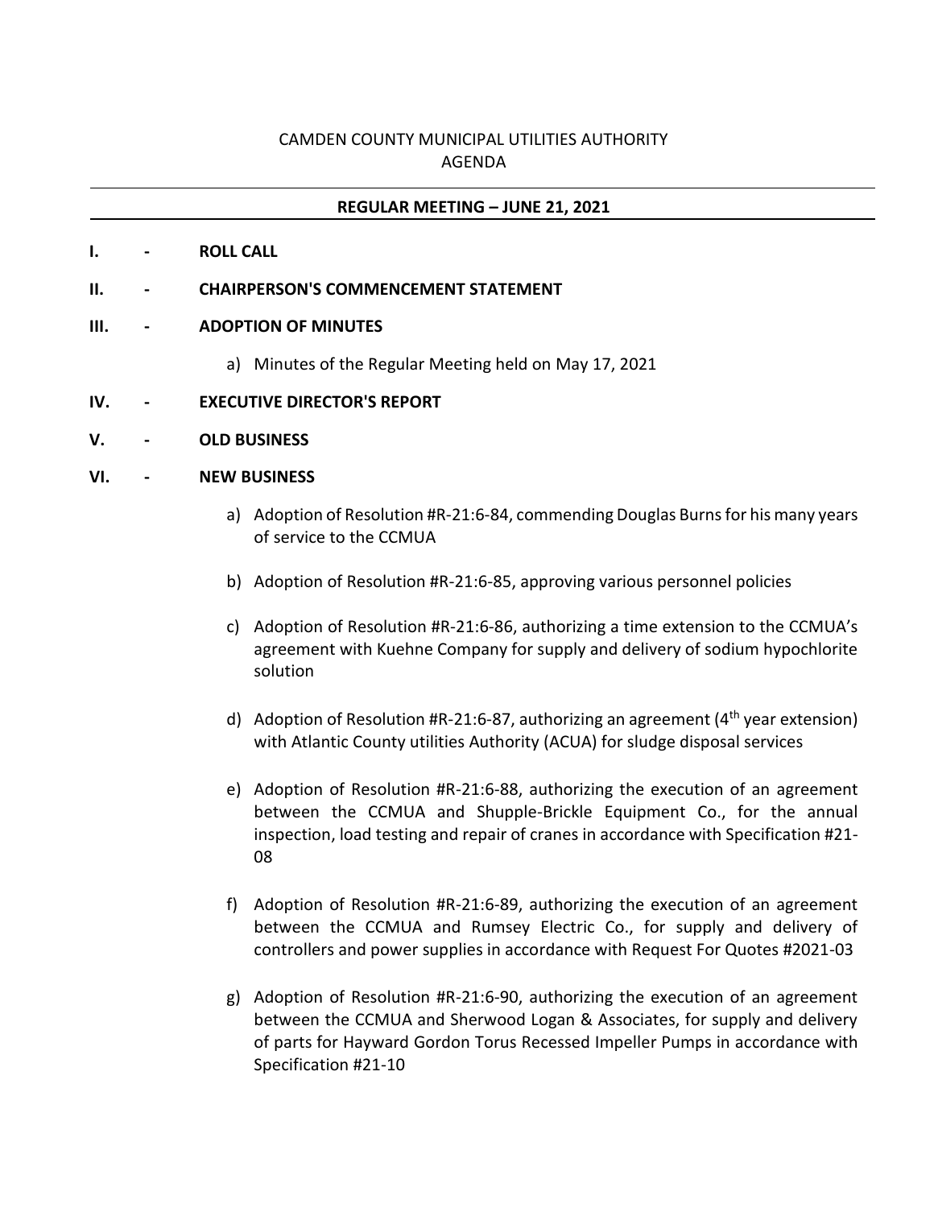# CAMDEN COUNTY MUNICIPAL UTILITIES AUTHORITY
## AGENDA

---

**REGULAR MEETING – JUNE 21, 2021**

---

**I. - ROLL CALL**

**II. - CHAIRPERSON'S COMMENCEMENT STATEMENT**

**III. - ADOPTION OF MINUTES**

a) Minutes of the Regular Meeting held on May 17, 2021

**IV. - EXECUTIVE DIRECTOR'S REPORT**

**V. - OLD BUSINESS**

**VI. - NEW BUSINESS**

a) Adoption of Resolution #R-21:6-84, commending Douglas Burns for his many years of service to the CCMUA

b) Adoption of Resolution #R-21:6-85, approving various personnel policies

c) Adoption of Resolution #R-21:6-86, authorizing a time extension to the CCMUA's agreement with Kuehne Company for supply and delivery of sodium hypochlorite solution

d) Adoption of Resolution #R-21:6-87, authorizing an agreement (4th year extension) with Atlantic County utilities Authority (ACUA) for sludge disposal services

e) Adoption of Resolution #R-21:6-88, authorizing the execution of an agreement between the CCMUA and Shupple-Brickle Equipment Co., for the annual inspection, load testing and repair of cranes in accordance with Specification #21-08

f) Adoption of Resolution #R-21:6-89, authorizing the execution of an agreement between the CCMUA and Rumsey Electric Co., for supply and delivery of controllers and power supplies in accordance with Request For Quotes #2021-03

g) Adoption of Resolution #R-21:6-90, authorizing the execution of an agreement between the CCMUA and Sherwood Logan & Associates, for supply and delivery of parts for Hayward Gordon Torus Recessed Impeller Pumps in accordance with Specification #21-10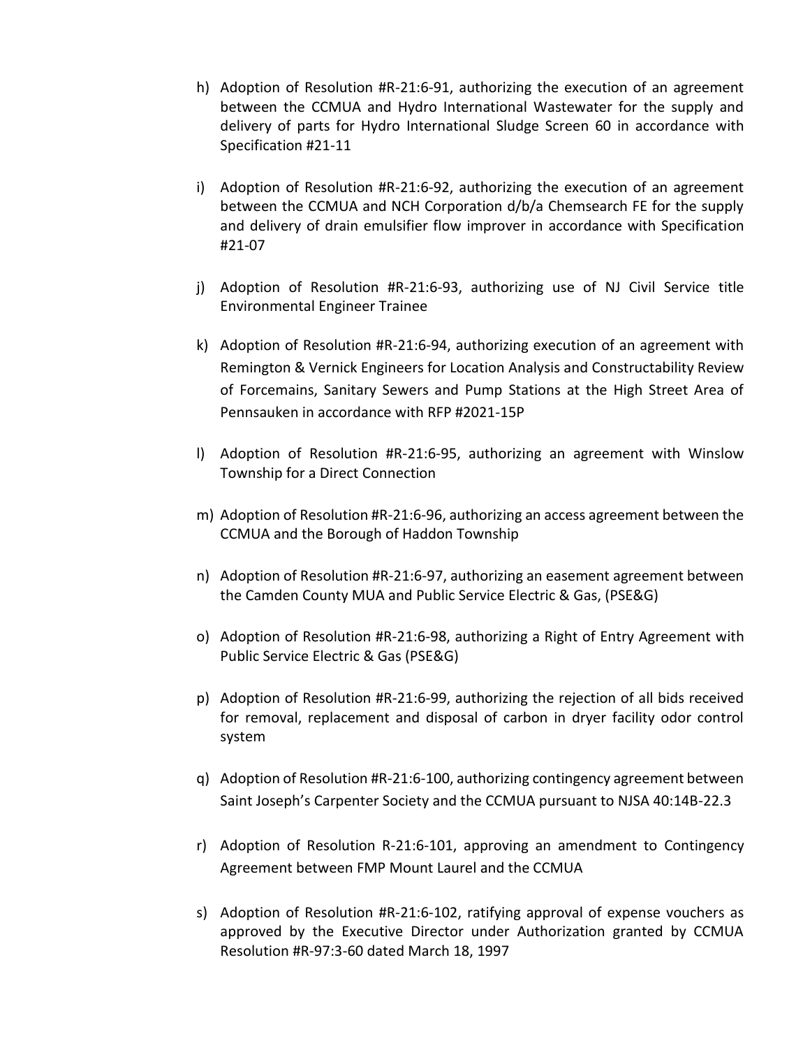h) Adoption of Resolution #R-21:6-91, authorizing the execution of an agreement between the CCMUA and Hydro International Wastewater for the supply and delivery of parts for Hydro International Sludge Screen 60 in accordance with Specification #21-11

i) Adoption of Resolution #R-21:6-92, authorizing the execution of an agreement between the CCMUA and NCH Corporation d/b/a Chemsearch FE for the supply and delivery of drain emulsifier flow improver in accordance with Specification #21-07

j) Adoption of Resolution #R-21:6-93, authorizing use of NJ Civil Service title Environmental Engineer Trainee

k) Adoption of Resolution #R-21:6-94, authorizing execution of an agreement with Remington & Vernick Engineers for Location Analysis and Constructability Review of Forcemains, Sanitary Sewers and Pump Stations at the High Street Area of Pennsauken in accordance with RFP #2021-15P

l) Adoption of Resolution #R-21:6-95, authorizing an agreement with Winslow Township for a Direct Connection

m) Adoption of Resolution #R-21:6-96, authorizing an access agreement between the CCMUA and the Borough of Haddon Township

n) Adoption of Resolution #R-21:6-97, authorizing an easement agreement between the Camden County MUA and Public Service Electric & Gas, (PSE&G)

o) Adoption of Resolution #R-21:6-98, authorizing a Right of Entry Agreement with Public Service Electric & Gas (PSE&G)

p) Adoption of Resolution #R-21:6-99, authorizing the rejection of all bids received for removal, replacement and disposal of carbon in dryer facility odor control system

q) Adoption of Resolution #R-21:6-100, authorizing contingency agreement between Saint Joseph's Carpenter Society and the CCMUA pursuant to NJSA 40:14B-22.3

r) Adoption of Resolution R-21:6-101, approving an amendment to Contingency Agreement between FMP Mount Laurel and the CCMUA

s) Adoption of Resolution #R-21:6-102, ratifying approval of expense vouchers as approved by the Executive Director under Authorization granted by CCMUA Resolution #R-97:3-60 dated March 18, 1997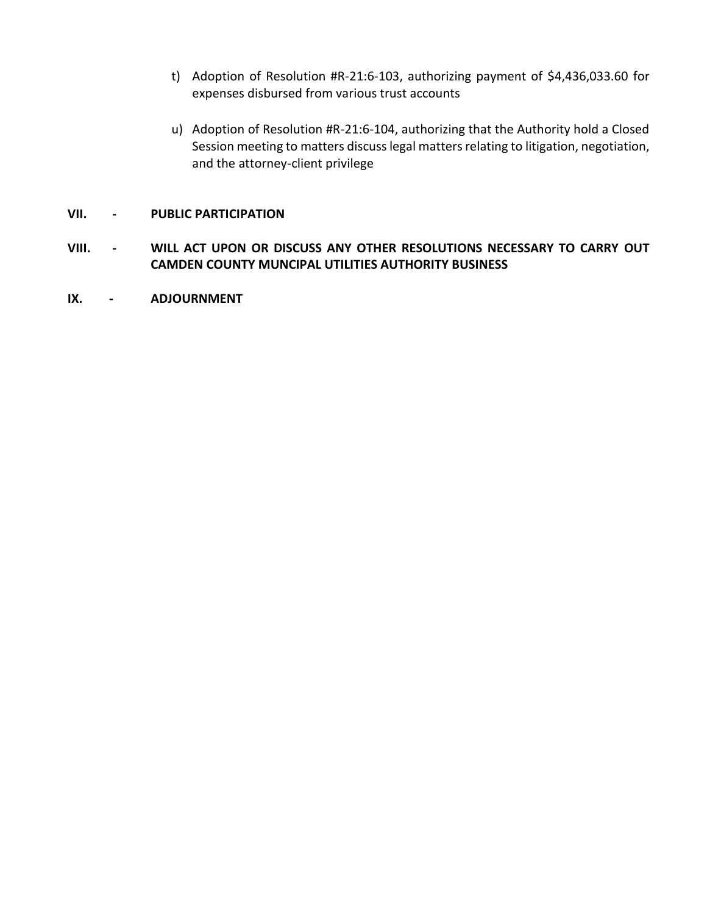t) Adoption of Resolution #R-21:6-103, authorizing payment of $4,436,033.60 for expenses disbursed from various trust accounts

u) Adoption of Resolution #R-21:6-104, authorizing that the Authority hold a Closed Session meeting to matters discuss legal matters relating to litigation, negotiation, and the attorney-client privilege

**VII. - PUBLIC PARTICIPATION**

**VIII. - WILL ACT UPON OR DISCUSS ANY OTHER RESOLUTIONS NECESSARY TO CARRY OUT CAMDEN COUNTY MUNCIPAL UTILITIES AUTHORITY BUSINESS**

**IX. - ADJOURNMENT**